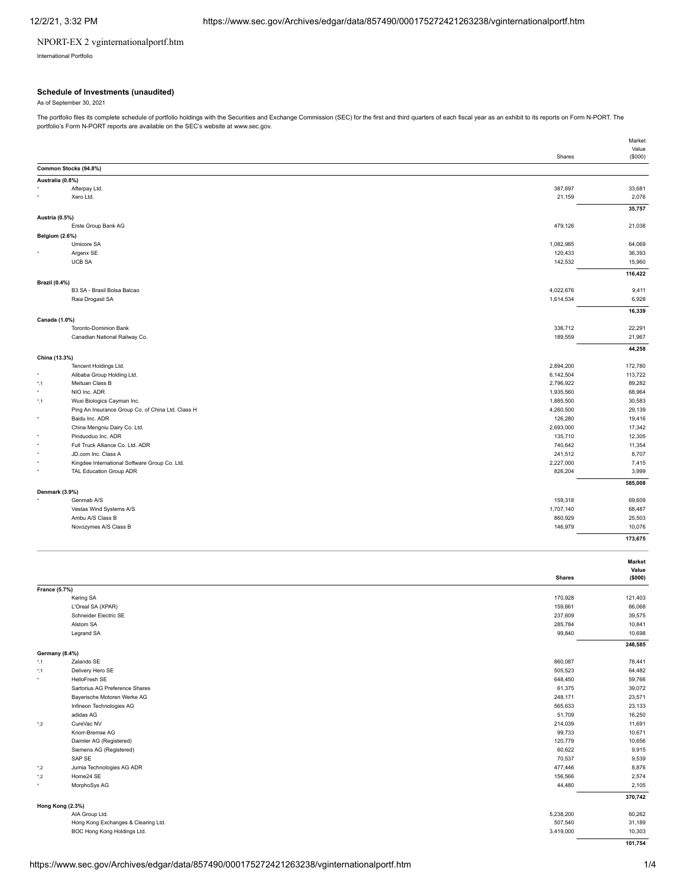NPORT-EX 2 vginternationalportf.htm

International Portfolio

### Schedule of Investments (unaudited)

As of September 30, 2021

The portfolio files its complete schedule of portfolio holdings with the Securities and Exchange Commission (SEC) for the first and third quarters of each fiscal year as an exhibit to its reports on Form N-PORT. The portfolio's Form N-PORT reports are available on the SEC's website at www.sec.gov.

| | | Shares | Market Value ($000) |
|---|---|---|---|
| **Common Stocks (94.8%)** | | | |
| **Australia (0.8%)** | | | |
| * | Afterpay Ltd. | 387,697 | 33,681 |
| * | Xero Ltd. | 21,159 | 2,076 |
| | | | **35,757** |
| **Austria (0.5%)** | | | |
| | Erste Group Bank AG | 479,126 | 21,038 |
| **Belgium (2.6%)** | | | |
| | Umicore SA | 1,082,985 | 64,069 |
| * | Argenx SE | 120,433 | 36,393 |
| | UCB SA | 142,532 | 15,960 |
| | | | **116,422** |
| **Brazil (0.4%)** | | | |
| | B3 SA - Brasil Bolsa Balcao | 4,022,676 | 9,411 |
| | Raia Drogasil SA | 1,614,534 | 6,928 |
| | | | **16,339** |
| **Canada (1.0%)** | | | |
| | Toronto-Dominion Bank | 336,712 | 22,291 |
| | Canadian National Railway Co. | 189,559 | 21,967 |
| | | | **44,258** |
| **China (13.3%)** | | | |
| | Tencent Holdings Ltd. | 2,894,200 | 172,780 |
| * | Alibaba Group Holding Ltd. | 6,142,504 | 113,722 |
| *,1 | Meituan Class B | 2,796,922 | 89,282 |
| * | NIO Inc. ADR | 1,935,560 | 68,964 |
| *,1 | Wuxi Biologics Cayman Inc. | 1,885,500 | 30,583 |
| | Ping An Insurance Group Co. of China Ltd. Class H | 4,260,500 | 29,139 |
| * | Baidu Inc. ADR | 126,280 | 19,416 |
| | China Mengniu Dairy Co. Ltd. | 2,693,000 | 17,342 |
| * | Pinduoduo Inc. ADR | 135,710 | 12,305 |
| * | Full Truck Alliance Co. Ltd. ADR | 740,642 | 11,354 |
| * | JD.com Inc. Class A | 241,512 | 8,707 |
| * | Kingdee International Software Group Co. Ltd. | 2,227,000 | 7,415 |
| * | TAL Education Group ADR | 826,204 | 3,999 |
| | | | **585,008** |
| **Denmark (3.9%)** | | | |
| * | Genmab A/S | 159,318 | 69,609 |
| | Vestas Wind Systems A/S | 1,707,140 | 68,487 |
| | Ambu A/S Class B | 860,929 | 25,503 |
| | Novozymes A/S Class B | 146,979 | 10,076 |
| | | | **173,675** |
| **France (5.7%)** | | | |
| | Kering SA | 170,928 | 121,403 |
| | L'Oreal SA (XPAR) | 159,661 | 66,068 |
| | Schneider Electric SE | 237,609 | 39,575 |
| | Alstom SA | 285,784 | 10,841 |
| | Legrand SA | 99,840 | 10,698 |
| | | | **248,585** |
| **Germany (8.4%)** | | | |
| *,1 | Zalando SE | 860,087 | 78,441 |
| *,1 | Delivery Hero SE | 505,523 | 64,482 |
| * | HelloFresh SE | 648,450 | 59,766 |
| | Sartorius AG Preference Shares | 61,375 | 39,072 |
| | Bayerische Motoren Werke AG | 248,171 | 23,571 |
| | Infineon Technologies AG | 565,633 | 23,133 |
| | adidas AG | 51,709 | 16,250 |
| *,2 | CureVac NV | 214,039 | 11,691 |
| | Knorr-Bremse AG | 99,733 | 10,671 |
| | Daimler AG (Registered) | 120,779 | 10,656 |
| | Siemens AG (Registered) | 60,622 | 9,915 |
| | SAP SE | 70,537 | 9,539 |
| *,2 | Jumia Technologies AG ADR | 477,446 | 8,876 |
| *,2 | Home24 SE | 156,566 | 2,574 |
| * | MorphoSys AG | 44,480 | 2,105 |
| | | | **370,742** |
| **Hong Kong (2.3%)** | | | |
| | AIA Group Ltd. | 5,238,200 | 60,262 |
| | Hong Kong Exchanges & Clearing Ltd. | 507,540 | 31,189 |
| | BOC Hong Kong Holdings Ltd. | 3,419,000 | 10,303 |
| | | | **101,754** |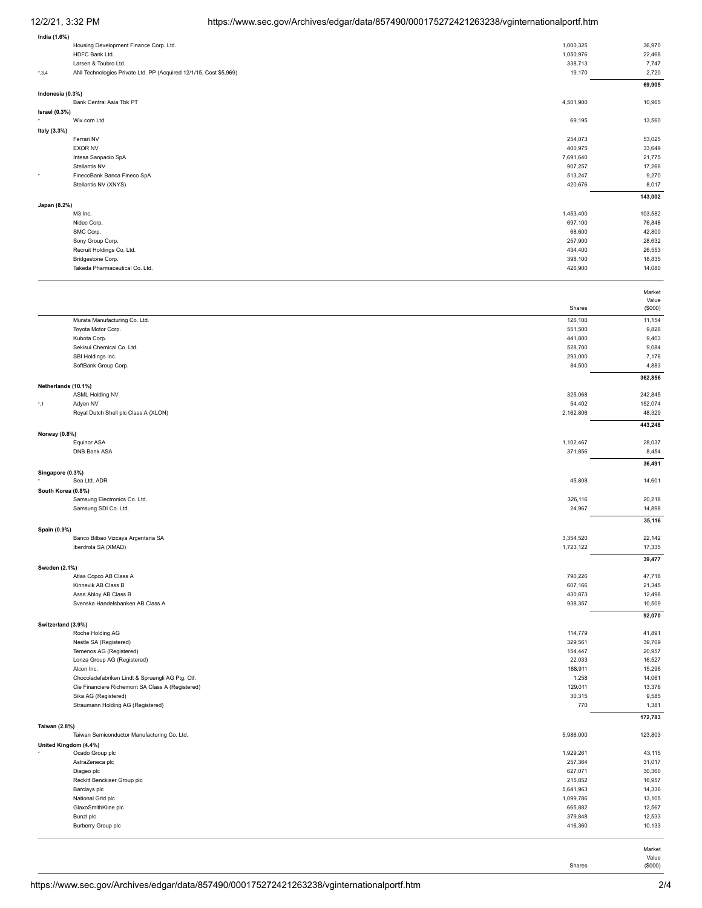| | | Shares | Market Value ($000) |
|---|---|---|---|
| **India (1.6%)** | | | |
| | Housing Development Finance Corp. Ltd. | 1,000,325 | 36,970 |
| | HDFC Bank Ltd. | 1,050,976 | 22,468 |
| | Larsen & Toubro Ltd. | 338,713 | 7,747 |
| *,3,4 | ANI Technologies Private Ltd. PP (Acquired 12/1/15, Cost $5,969) | 19,170 | 2,720 |
| | | | **69,905** |
| **Indonesia (0.3%)** | | | |
| | Bank Central Asia Tbk PT | 4,501,900 | 10,965 |
| **Israel (0.3%)** | | | |
| * | Wix.com Ltd. | 69,195 | 13,560 |
| **Italy (3.3%)** | | | |
| | Ferrari NV | 254,073 | 53,025 |
| | EXOR NV | 400,975 | 33,649 |
| | Intesa Sanpaolo SpA | 7,691,640 | 21,775 |
| | Stellantis NV | 907,257 | 17,266 |
| * | FinecoBank Banca Fineco SpA | 513,247 | 9,270 |
| | Stellantis NV (XNYS) | 420,676 | 8,017 |
| | | | **143,002** |
| **Japan (8.2%)** | | | |
| | M3 Inc. | 1,453,400 | 103,582 |
| | Nidec Corp. | 697,100 | 76,848 |
| | SMC Corp. | 68,600 | 42,800 |
| | Sony Group Corp. | 257,900 | 28,632 |
| | Recruit Holdings Co. Ltd. | 434,400 | 26,553 |
| | Bridgestone Corp. | 398,100 | 18,835 |
| | Takeda Pharmaceutical Co. Ltd. | 426,900 | 14,080 |
| | Murata Manufacturing Co. Ltd. | 126,100 | 11,154 |
| | Toyota Motor Corp. | 551,500 | 9,826 |
| | Kubota Corp. | 441,800 | 9,403 |
| | Sekisui Chemical Co. Ltd. | 528,700 | 9,084 |
| | SBI Holdings Inc. | 293,000 | 7,176 |
| | SoftBank Group Corp. | 84,500 | 4,883 |
| | | | **362,856** |
| **Netherlands (10.1%)** | | | |
| | ASML Holding NV | 325,068 | 242,845 |
| *,1 | Adyen NV | 54,402 | 152,074 |
| | Royal Dutch Shell plc Class A (XLON) | 2,162,806 | 48,329 |
| | | | **443,248** |
| **Norway (0.8%)** | | | |
| | Equinor ASA | 1,102,467 | 28,037 |
| | DNB Bank ASA | 371,856 | 8,454 |
| | | | **36,491** |
| **Singapore (0.3%)** | | | |
| * | Sea Ltd. ADR | 45,808 | 14,601 |
| **South Korea (0.8%)** | | | |
| | Samsung Electronics Co. Ltd. | 326,116 | 20,218 |
| | Samsung SDI Co. Ltd. | 24,967 | 14,898 |
| | | | **35,116** |
| **Spain (0.9%)** | | | |
| | Banco Bilbao Vizcaya Argentaria SA | 3,354,520 | 22,142 |
| | Iberdrola SA (XMAD) | 1,723,122 | 17,335 |
| | | | **39,477** |
| **Sweden (2.1%)** | | | |
| | Atlas Copco AB Class A | 790,226 | 47,718 |
| | Kinnevik AB Class B | 607,166 | 21,345 |
| | Assa Abloy AB Class B | 430,873 | 12,498 |
| | Svenska Handelsbanken AB Class A | 938,357 | 10,509 |
| | | | **92,070** |
| **Switzerland (3.9%)** | | | |
| | Roche Holding AG | 114,779 | 41,891 |
| | Nestle SA (Registered) | 329,561 | 39,709 |
| | Temenos AG (Registered) | 154,447 | 20,957 |
| | Lonza Group AG (Registered) | 22,033 | 16,527 |
| | Alcon Inc. | 188,911 | 15,296 |
| | Chocoladefabriken Lindt & Spruengli AG Ptg. Ctf. | 1,258 | 14,061 |
| | Cie Financiere Richemont SA Class A (Registered) | 129,011 | 13,376 |
| | Sika AG (Registered) | 30,315 | 9,585 |
| | Straumann Holding AG (Registered) | 770 | 1,381 |
| | | | **172,783** |
| **Taiwan (2.8%)** | | | |
| | Taiwan Semiconductor Manufacturing Co. Ltd. | 5,986,000 | 123,803 |
| **United Kingdom (4.4%)** | | | |
| * | Ocado Group plc | 1,929,261 | 43,115 |
| | AstraZeneca plc | 257,364 | 31,017 |
| | Diageo plc | 627,071 | 30,360 |
| | Reckitt Benckiser Group plc | 215,852 | 16,957 |
| | Barclays plc | 5,641,963 | 14,336 |
| | National Grid plc | 1,099,786 | 13,105 |
| | GlaxoSmithKline plc | 665,882 | 12,567 |
| | Bunzl plc | 379,848 | 12,533 |
| | Burberry Group plc | 416,360 | 10,133 |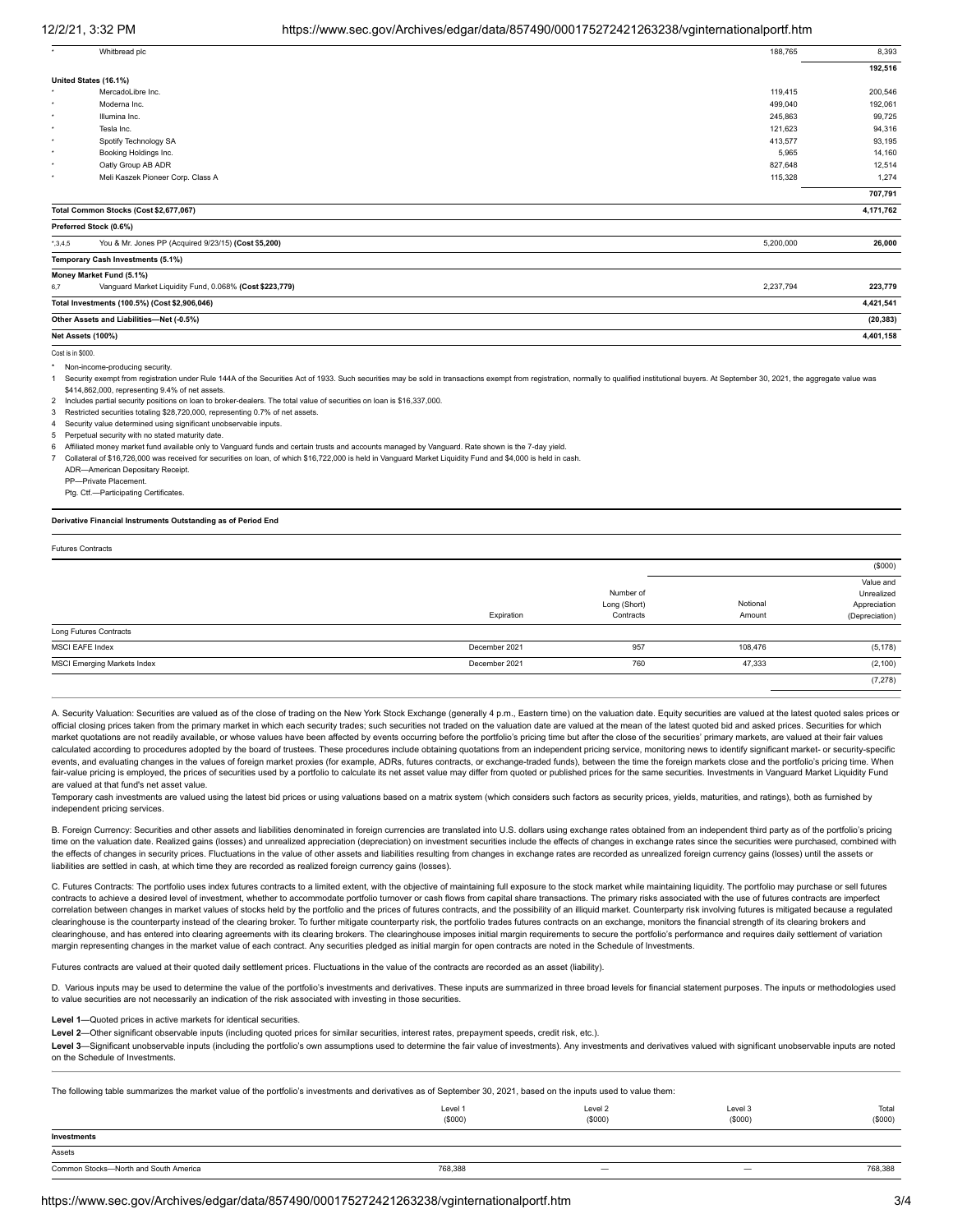| | | Shares | Market Value• ($000) |
|---|---|---|---|
| * | Whitbread plc | 188,765 | 8,393 |
| | | | 192,516 |
| **United States (16.1%)** | | | |
| * | MercadoLibre Inc. | 119,415 | 200,546 |
| * | Moderna Inc. | 499,040 | 192,061 |
| * | Illumina Inc. | 245,863 | 99,725 |
| * | Tesla Inc. | 121,623 | 94,316 |
| * | Spotify Technology SA | 413,577 | 93,195 |
| * | Booking Holdings Inc. | 5,965 | 14,160 |
| * | Oatly Group AB ADR | 827,648 | 12,514 |
| * | Meli Kaszek Pioneer Corp. Class A | 115,328 | 1,274 |
| | | | 707,791 |
| **Total Common Stocks (Cost $2,677,067)** | | | **4,171,762** |
| **Preferred Stock (0.6%)** | | | |
| *,3,4,5 | You & Mr. Jones PP (Acquired 9/23/15) **(Cost $5,200)** | 5,200,000 | **26,000** |
| **Temporary Cash Investments (5.1%)** | | | |
| **Money Market Fund (5.1%)** | | | |
| 6,7 | Vanguard Market Liquidity Fund, 0.068% **(Cost $223,779)** | 2,237,794 | **223,779** |
| **Total Investments (100.5%) (Cost $2,906,046)** | | | **4,421,541** |
| **Other Assets and Liabilities—Net (-0.5%)** | | | **(20,383)** |
| **Net Assets (100%)** | | | **4,401,158** |

Cost is in $000.

\* Non-income-producing security.

1 Security exempt from registration under Rule 144A of the Securities Act of 1933. Such securities may be sold in transactions exempt from registration, normally to qualified institutional buyers. At September 30, 2021, the aggregate value was $414,862,000, representing 9.4% of net assets.

2 Includes partial security positions on loan to broker-dealers. The total value of securities on loan is $16,337,000.

3 Restricted securities totaling $28,720,000, representing 0.7% of net assets.

4 Security value determined using significant unobservable inputs.

5 Perpetual security with no stated maturity date.

6 Affiliated money market fund available only to Vanguard funds and certain trusts and accounts managed by Vanguard. Rate shown is the 7-day yield.

7 Collateral of $16,726,000 was received for securities on loan, of which $16,722,000 is held in Vanguard Market Liquidity Fund and $4,000 is held in cash.

ADR—American Depositary Receipt.
PP—Private Placement.
Ptg. Ctf.—Participating Certificates.

**Derivative Financial Instruments Outstanding as of Period End**

Futures Contracts

| | | | | ($000) |
|---|---|---|---|---|
| | Expiration | Number of Long (Short) Contracts | Notional Amount | Value and Unrealized Appreciation (Depreciation) |
| Long Futures Contracts | | | | |
| MSCI EAFE Index | December 2021 | 957 | 108,476 | (5,178) |
| MSCI Emerging Markets Index | December 2021 | 760 | 47,333 | (2,100) |
| | | | | (7,278) |

A. Security Valuation: Securities are valued as of the close of trading on the New York Stock Exchange (generally 4 p.m., Eastern time) on the valuation date. Equity securities are valued at the latest quoted sales prices or official closing prices taken from the primary market in which each security trades; such securities not traded on the valuation date are valued at the mean of the latest quoted bid and asked prices. Securities for which market quotations are not readily available, or whose values have been affected by events occurring before the portfolio's pricing time but after the close of the securities' primary markets, are valued at their fair values calculated according to procedures adopted by the board of trustees. These procedures include obtaining quotations from an independent pricing service, monitoring news to identify significant market- or security-specific events, and evaluating changes in the values of foreign market proxies (for example, ADRs, futures contracts, or exchange-traded funds), between the time the foreign markets close and the portfolio's pricing time. When fair-value pricing is employed, the prices of securities used by a portfolio to calculate its net asset value may differ from quoted or published prices for the same securities. Investments in Vanguard Market Liquidity Fund are valued at that fund's net asset value.

Temporary cash investments are valued using the latest bid prices or using valuations based on a matrix system (which considers such factors as security prices, yields, maturities, and ratings), both as furnished by independent pricing services.

B. Foreign Currency: Securities and other assets and liabilities denominated in foreign currencies are translated into U.S. dollars using exchange rates obtained from an independent third party as of the portfolio's pricing time on the valuation date. Realized gains (losses) and unrealized appreciation (depreciation) on investment securities include the effects of changes in exchange rates since the securities were purchased, combined with the effects of changes in security prices. Fluctuations in the value of other assets and liabilities resulting from changes in exchange rates are recorded as unrealized foreign currency gains (losses) until the assets or liabilities are settled in cash, at which time they are recorded as realized foreign currency gains (losses).

C. Futures Contracts: The portfolio uses index futures contracts to a limited extent, with the objective of maintaining full exposure to the stock market while maintaining liquidity. The portfolio may purchase or sell futures contracts to achieve a desired level of investment, whether to accommodate portfolio turnover or cash flows from capital share transactions. The primary risks associated with the use of futures contracts are imperfect correlation between changes in market values of stocks held by the portfolio and the prices of futures contracts, and the possibility of an illiquid market. Counterparty risk involving futures is mitigated because a regulated clearinghouse is the counterparty instead of the clearing broker. To further mitigate counterparty risk, the portfolio trades futures contracts on an exchange, monitors the financial strength of its clearing brokers and clearinghouse, and has entered into clearing agreements with its clearing brokers. The clearinghouse imposes initial margin requirements to secure the portfolio's performance and requires daily settlement of variation margin representing changes in the market value of each contract. Any securities pledged as initial margin for open contracts are noted in the Schedule of Investments.

Futures contracts are valued at their quoted daily settlement prices. Fluctuations in the value of the contracts are recorded as an asset (liability).

D. Various inputs may be used to determine the value of the portfolio's investments and derivatives. These inputs are summarized in three broad levels for financial statement purposes. The inputs or methodologies used to value securities are not necessarily an indication of the risk associated with investing in those securities.

**Level 1**—Quoted prices in active markets for identical securities.

**Level 2**—Other significant observable inputs (including quoted prices for similar securities, interest rates, prepayment speeds, credit risk, etc.).

**Level 3**—Significant unobservable inputs (including the portfolio's own assumptions used to determine the fair value of investments). Any investments and derivatives valued with significant unobservable inputs are noted on the Schedule of Investments.

The following table summarizes the market value of the portfolio's investments and derivatives as of September 30, 2021, based on the inputs used to value them:

| | Level 1 ($000) | Level 2 ($000) | Level 3 ($000) | Total ($000) |
|---|---|---|---|---|
| **Investments** | | | | |
| Assets | | | | |
| Common Stocks—North and South America | 768,388 | — | — | 768,388 |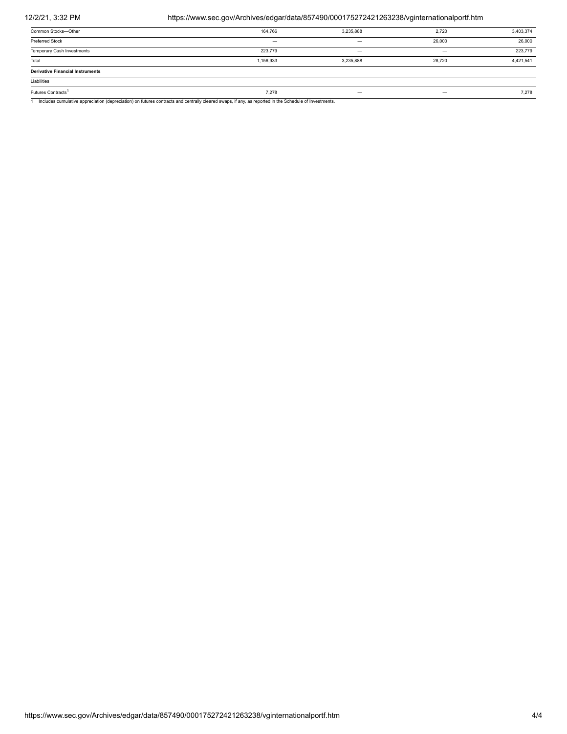| | | | | |
|---|---|---|---|---|
| Common Stocks—Other | 164,766 | 3,235,888 | 2,720 | 3,403,374 |
| Preferred Stock | — | — | 26,000 | 26,000 |
| Temporary Cash Investments | 223,779 | — | — | 223,779 |
| Total | 1,156,933 | 3,235,888 | 28,720 | 4,421,541 |
| **Derivative Financial Instruments** | | | | |
| Liabilities | | | | |
| Futures Contracts[1] | 7,278 | — | — | 7,278 |

1 Includes cumulative appreciation (depreciation) on futures contracts and centrally cleared swaps, if any, as reported in the Schedule of Investments.